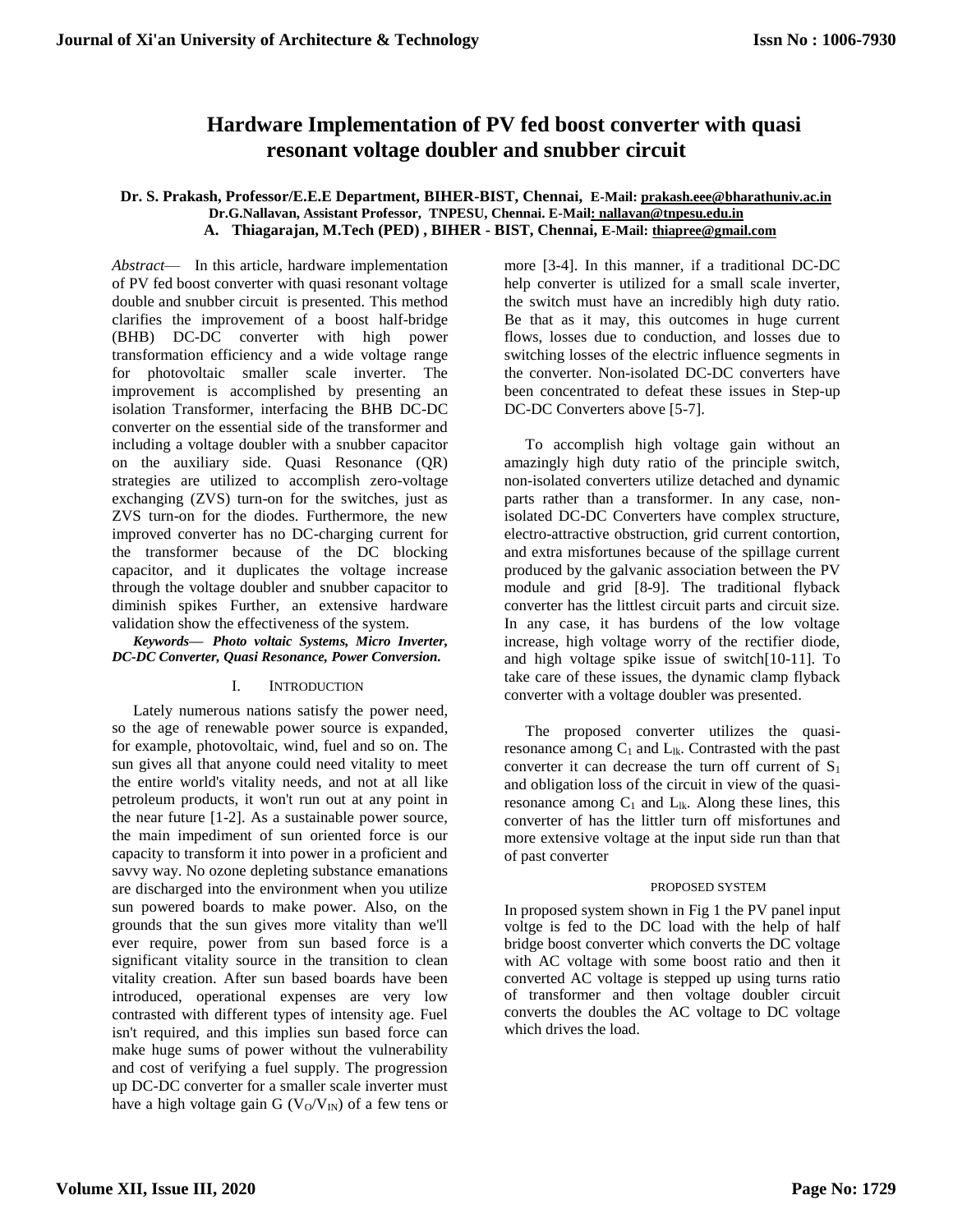# Hardware Implementation of PV fed boost converter with quasi resonant voltage doubler and snubber circuit

**Dr. S. Prakash, Professor/E.E.E Department, BIHER-BIST, Chennai, E-Mail: prakash.eee@bharathuniv.ac.in**
**Dr.G.Nallavan, Assistant Professor, TNPESU, Chennai. E-Mail: nallavan@tnpesu.edu.in**
**A. Thiagarajan, M.Tech (PED) , BIHER - BIST, Chennai, E-Mail: thiapree@gmail.com**

*Abstract*— In this article, hardware implementation of PV fed boost converter with quasi resonant voltage double and snubber circuit is presented. This method clarifies the improvement of a boost half-bridge (BHB) DC-DC converter with high power transformation efficiency and a wide voltage range for photovoltaic smaller scale inverter. The improvement is accomplished by presenting an isolation Transformer, interfacing the BHB DC-DC converter on the essential side of the transformer and including a voltage doubler with a snubber capacitor on the auxiliary side. Quasi Resonance (QR) strategies are utilized to accomplish zero-voltage exchanging (ZVS) turn-on for the switches, just as ZVS turn-on for the diodes. Furthermore, the new improved converter has no DC-charging current for the transformer because of the DC blocking capacitor, and it duplicates the voltage increase through the voltage doubler and snubber capacitor to diminish spikes Further, an extensive hardware validation show the effectiveness of the system.

***Keywords— Photo voltaic Systems, Micro Inverter, DC-DC Converter, Quasi Resonance, Power Conversion.***

## I. Introduction

Lately numerous nations satisfy the power need, so the age of renewable power source is expanded, for example, photovoltaic, wind, fuel and so on. The sun gives all that anyone could need vitality to meet the entire world's vitality needs, and not at all like petroleum products, it won't run out at any point in the near future [1-2]. As a sustainable power source, the main impediment of sun oriented force is our capacity to transform it into power in a proficient and savvy way. No ozone depleting substance emanations are discharged into the environment when you utilize sun powered boards to make power. Also, on the grounds that the sun gives more vitality than we'll ever require, power from sun based force is a significant vitality source in the transition to clean vitality creation. After sun based boards have been introduced, operational expenses are very low contrasted with different types of intensity age. Fuel isn't required, and this implies sun based force can make huge sums of power without the vulnerability and cost of verifying a fuel supply. The progression up DC-DC converter for a smaller scale inverter must have a high voltage gain G ($V_O/V_{IN}$) of a few tens or more [3-4]. In this manner, if a traditional DC-DC help converter is utilized for a small scale inverter, the switch must have an incredibly high duty ratio. Be that as it may, this outcomes in huge current flows, losses due to conduction, and losses due to switching losses of the electric influence segments in the converter. Non-isolated DC-DC converters have been concentrated to defeat these issues in Step-up DC-DC Converters above [5-7].

To accomplish high voltage gain without an amazingly high duty ratio of the principle switch, non-isolated converters utilize detached and dynamic parts rather than a transformer. In any case, non-isolated DC-DC Converters have complex structure, electro-attractive obstruction, grid current contortion, and extra misfortunes because of the spillage current produced by the galvanic association between the PV module and grid [8-9]. The traditional flyback converter has the littlest circuit parts and circuit size. In any case, it has burdens of the low voltage increase, high voltage worry of the rectifier diode, and high voltage spike issue of switch[10-11]. To take care of these issues, the dynamic clamp flyback converter with a voltage doubler was presented.

The proposed converter utilizes the quasi-resonance among $C_1$ and $L_{lk}$. Contrasted with the past converter it can decrease the turn off current of $S_1$ and obligation loss of the circuit in view of the quasi-resonance among $C_1$ and $L_{lk}$. Along these lines, this converter of has the littler turn off misfortunes and more extensive voltage at the input side run than that of past converter

## Proposed System

In proposed system shown in Fig 1 the PV panel input voltge is fed to the DC load with the help of half bridge boost converter which converts the DC voltage with AC voltage with some boost ratio and then it converted AC voltage is stepped up using turns ratio of transformer and then voltage doubler circuit converts the doubles the AC voltage to DC voltage which drives the load.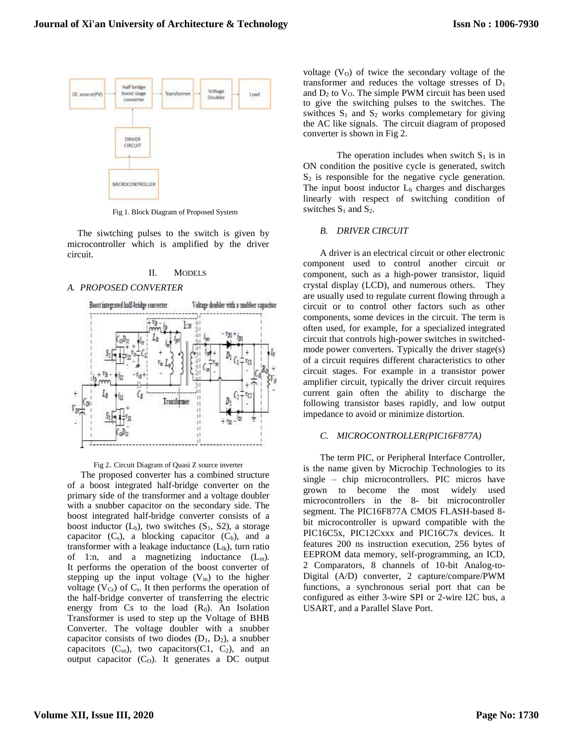Fig 1. Block Diagram of Proposed System

The siwtching pulses to the switch is given by microcontroller which is amplified by the driver circuit.

## II. MODELS

### A. PROPOSED CONVERTER

Fig 2. Circuit Diagram of Quasi Z source inverter

The proposed converter has a combined structure of a boost integrated half-bridge converter on the primary side of the transformer and a voltage doubler with a snubber capacitor on the secondary side. The boost integrated half-bridge converter consists of a boost inductor ($L_b$), two switches ($S_1$, S2), a storage capacitor ($C_s$), a blocking capacitor ($C_b$), and a transformer with a leakage inductance ($L_{lk}$), turn ratio of 1:n, and a magnetizing inductance ($L_m$). It performs the operation of the boost converter of stepping up the input voltage ($V_{in}$) to the higher voltage ($V_{Cs}$) of $C_s$. It then performs the operation of the half-bridge converter of transferring the electric energy from Cs to the load ($R_0$). An Isolation Transformer is used to step up the Voltage of BHB Converter. The voltage doubler with a snubber capacitor consists of two diodes ($D_1$, $D_2$), a snubber capacitors ($C_{sn}$), two capacitors(C1, $C_2$), and an output capacitor ($C_O$). It generates a DC output voltage ($V_O$) of twice the secondary voltage of the transformer and reduces the voltage stresses of $D_1$ and $D_2$ to $V_O$. The simple PWM circuit has been used to give the switching pulses to the switches. The swithces $S_1$ and $S_2$ works complemetary for giving the AC like signals. The circuit diagram of proposed converter is shown in Fig 2.

The operation includes when switch $S_1$ is in ON condition the positive cycle is generated, switch $S_2$ is responsible for the negative cycle generation. The input boost inductor $L_b$ charges and discharges linearly with respect of switching condition of switches $S_1$ and $S_2$.

### B. DRIVER CIRCUIT

A driver is an electrical circuit or other electronic component used to control another circuit or component, such as a high-power transistor, liquid crystal display (LCD), and numerous others. They are usually used to regulate current flowing through a circuit or to control other factors such as other components, some devices in the circuit. The term is often used, for example, for a specialized integrated circuit that controls high-power switches in switched-mode power converters. Typically the driver stage(s) of a circuit requires different characteristics to other circuit stages. For example in a transistor power amplifier circuit, typically the driver circuit requires current gain often the ability to discharge the following transistor bases rapidly, and low output impedance to avoid or minimize distortion.

### C. MICROCONTROLLER(PIC16F877A)

The term PIC, or Peripheral Interface Controller, is the name given by Microchip Technologies to its single – chip microcontrollers. PIC micros have grown to become the most widely used microcontrollers in the 8- bit microcontroller segment. The PIC16F877A CMOS FLASH-based 8-bit microcontroller is upward compatible with the PIC16C5x, PIC12Cxxx and PIC16C7x devices. It features 200 ns instruction execution, 256 bytes of EEPROM data memory, self-programming, an ICD, 2 Comparators, 8 channels of 10-bit Analog-to-Digital (A/D) converter, 2 capture/compare/PWM functions, a synchronous serial port that can be configured as either 3-wire SPI or 2-wire I2C bus, a USART, and a Parallel Slave Port.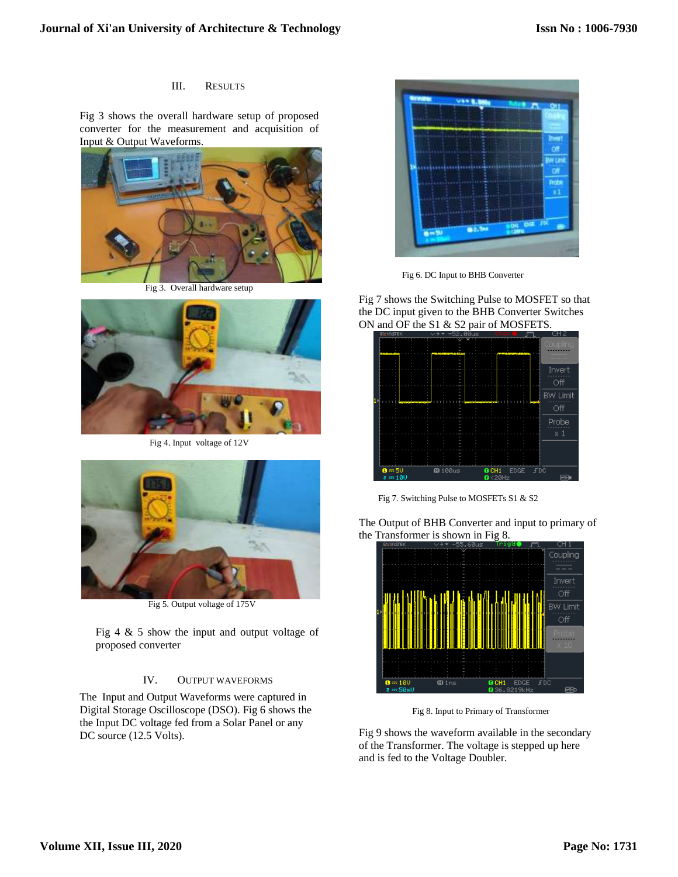## III. RESULTS

Fig 3 shows the overall hardware setup of proposed converter for the measurement and acquisition of Input & Output Waveforms.

Fig 3. Overall hardware setup

Fig 4. Input voltage of 12V

Fig 5. Output voltage of 175V

Fig 4 & 5 show the input and output voltage of proposed converter

## IV. OUTPUT WAVEFORMS

The Input and Output Waveforms were captured in Digital Storage Oscilloscope (DSO). Fig 6 shows the the Input DC voltage fed from a Solar Panel or any DC source (12.5 Volts).

Fig 6. DC Input to BHB Converter

Fig 7 shows the Switching Pulse to MOSFET so that the DC input given to the BHB Converter Switches ON and OF the S1 & S2 pair of MOSFETS.

Fig 7. Switching Pulse to MOSFETs S1 & S2

The Output of BHB Converter and input to primary of the Transformer is shown in Fig 8.

Fig 8. Input to Primary of Transformer

Fig 9 shows the waveform available in the secondary of the Transformer. The voltage is stepped up here and is fed to the Voltage Doubler.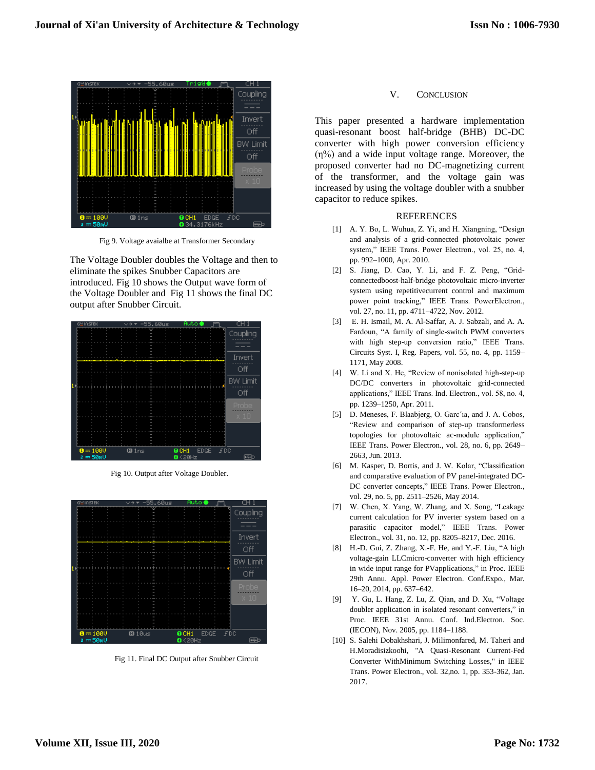Fig 9. Voltage avaialbe at Transformer Secondary

The Voltage Doubler doubles the Voltage and then to eliminate the spikes Snubber Capacitors are introduced. Fig 10 shows the Output wave form of the Voltage Doubler and Fig 11 shows the final DC output after Snubber Circuit.

Fig 10. Output after Voltage Doubler.

Fig 11. Final DC Output after Snubber Circuit

## V. CONCLUSION

This paper presented a hardware implementation quasi-resonant boost half-bridge (BHB) DC-DC converter with high power conversion efficiency (η%) and a wide input voltage range. Moreover, the proposed converter had no DC-magnetizing current of the transformer, and the voltage gain was increased by using the voltage doubler with a snubber capacitor to reduce spikes.

## REFERENCES

[1] A. Y. Bo, L. Wuhua, Z. Yi, and H. Xiangning, "Design and analysis of a grid-connected photovoltaic power system," IEEE Trans. Power Electron., vol. 25, no. 4, pp. 992–1000, Apr. 2010.

[2] S. Jiang, D. Cao, Y. Li, and F. Z. Peng, "Grid-connectedboost-half-bridge photovoltaic micro-inverter system using repetitivecurrent control and maximum power point tracking," IEEE Trans. PowerElectron., vol. 27, no. 11, pp. 4711–4722, Nov. 2012.

[3] E. H. Ismail, M. A. Al-Saffar, A. J. Sabzali, and A. A. Fardoun, "A family of single-switch PWM converters with high step-up conversion ratio," IEEE Trans. Circuits Syst. I, Reg. Papers, vol. 55, no. 4, pp. 1159–1171, May 2008.

[4] W. Li and X. He, "Review of nonisolated high-step-up DC/DC converters in photovoltaic grid-connected applications," IEEE Trans. Ind. Electron., vol. 58, no. 4, pp. 1239–1250, Apr. 2011.

[5] D. Meneses, F. Blaabjerg, O. Garc´ıa, and J. A. Cobos, "Review and comparison of step-up transformerless topologies for photovoltaic ac-module application," IEEE Trans. Power Electron., vol. 28, no. 6, pp. 2649–2663, Jun. 2013.

[6] M. Kasper, D. Bortis, and J. W. Kolar, "Classification and comparative evaluation of PV panel-integrated DC-DC converter concepts," IEEE Trans. Power Electron., vol. 29, no. 5, pp. 2511–2526, May 2014.

[7] W. Chen, X. Yang, W. Zhang, and X. Song, "Leakage current calculation for PV inverter system based on a parasitic capacitor model," IEEE Trans. Power Electron., vol. 31, no. 12, pp. 8205–8217, Dec. 2016.

[8] H.-D. Gui, Z. Zhang, X.-F. He, and Y.-F. Liu, "A high voltage-gain LLCmicro-converter with high efficiency in wide input range for PVapplications," in Proc. IEEE 29th Annu. Appl. Power Electron. Conf.Expo., Mar. 16–20, 2014, pp. 637–642.

[9] Y. Gu, L. Hang, Z. Lu, Z. Qian, and D. Xu, "Voltage doubler application in isolated resonant converters," in Proc. IEEE 31st Annu. Conf. Ind.Electron. Soc. (IECON), Nov. 2005, pp. 1184–1188.

[10] S. Salehi Dobakhshari, J. Milimonfared, M. Taheri and H.Moradisizkoohi, "A Quasi-Resonant Current-Fed Converter WithMinimum Switching Losses," in IEEE Trans. Power Electron., vol. 32,no. 1, pp. 353-362, Jan. 2017.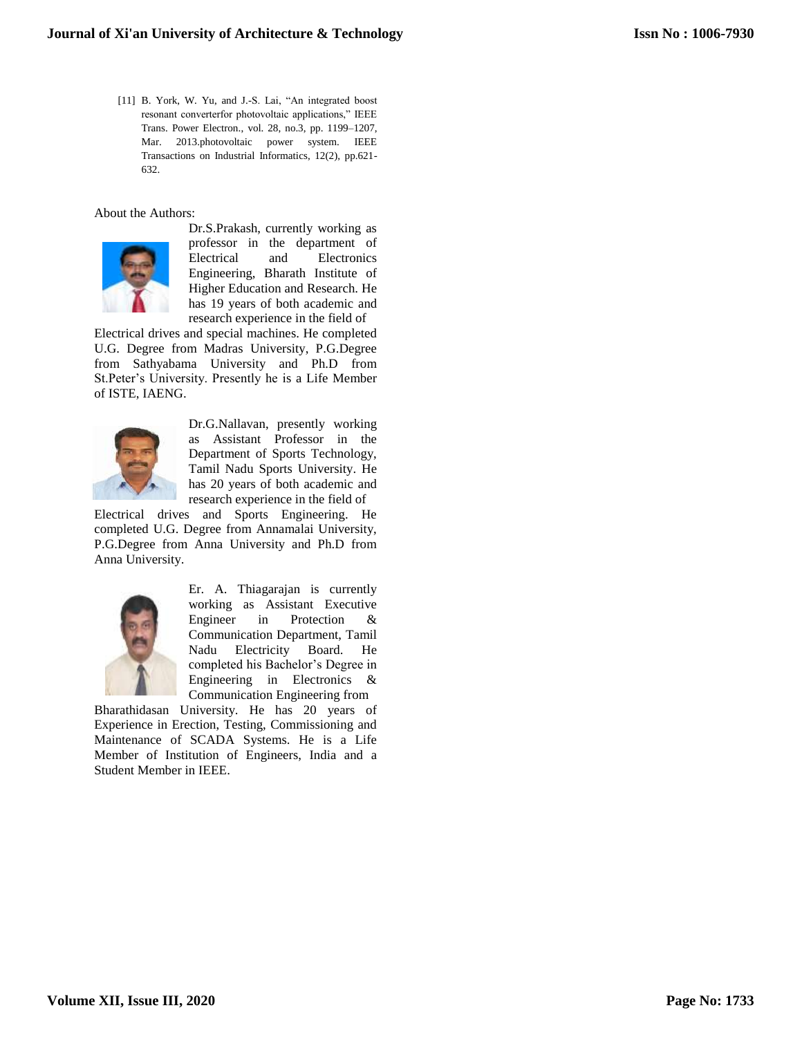[11] B. York, W. Yu, and J.-S. Lai, "An integrated boost resonant converterfor photovoltaic applications," IEEE Trans. Power Electron., vol. 28, no.3, pp. 1199–1207, Mar. 2013.photovoltaic power system. IEEE Transactions on Industrial Informatics, 12(2), pp.621-632.

About the Authors:

Dr.S.Prakash, currently working as professor in the department of Electrical and Electronics Engineering, Bharath Institute of Higher Education and Research. He has 19 years of both academic and research experience in the field of Electrical drives and special machines. He completed U.G. Degree from Madras University, P.G.Degree from Sathyabama University and Ph.D from St.Peter's University. Presently he is a Life Member of ISTE, IAENG.

Dr.G.Nallavan, presently working as Assistant Professor in the Department of Sports Technology, Tamil Nadu Sports University. He has 20 years of both academic and research experience in the field of Electrical drives and Sports Engineering. He completed U.G. Degree from Annamalai University, P.G.Degree from Anna University and Ph.D from Anna University.

Er. A. Thiagarajan is currently working as Assistant Executive Engineer in Protection & Communication Department, Tamil Nadu Electricity Board. He completed his Bachelor's Degree in Engineering in Electronics & Communication Engineering from Bharathidasan University. He has 20 years of Experience in Erection, Testing, Commissioning and Maintenance of SCADA Systems. He is a Life Member of Institution of Engineers, India and a Student Member in IEEE.